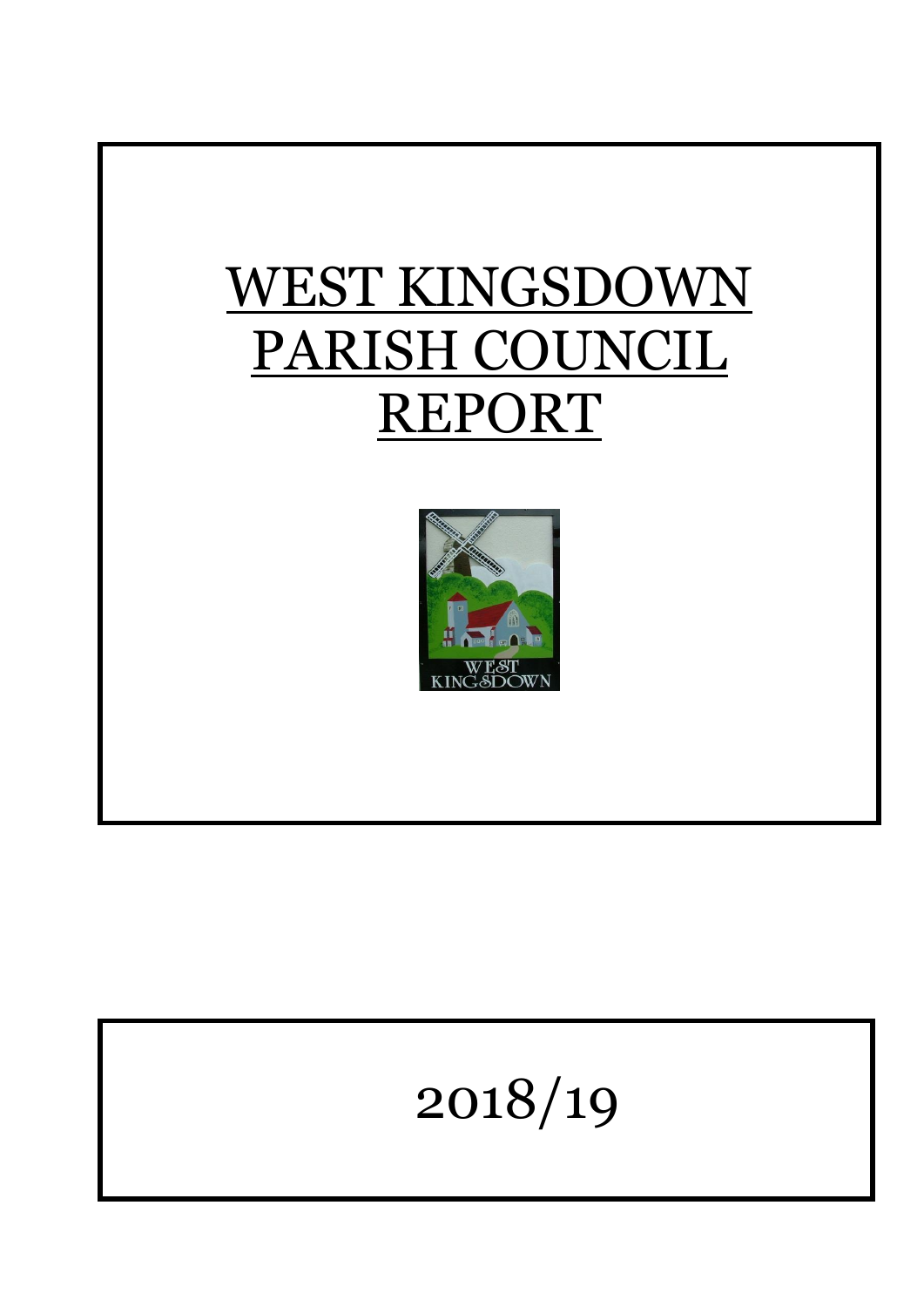# WEST KINGSDOWN PARISH COUNCIL REPORT

2018/19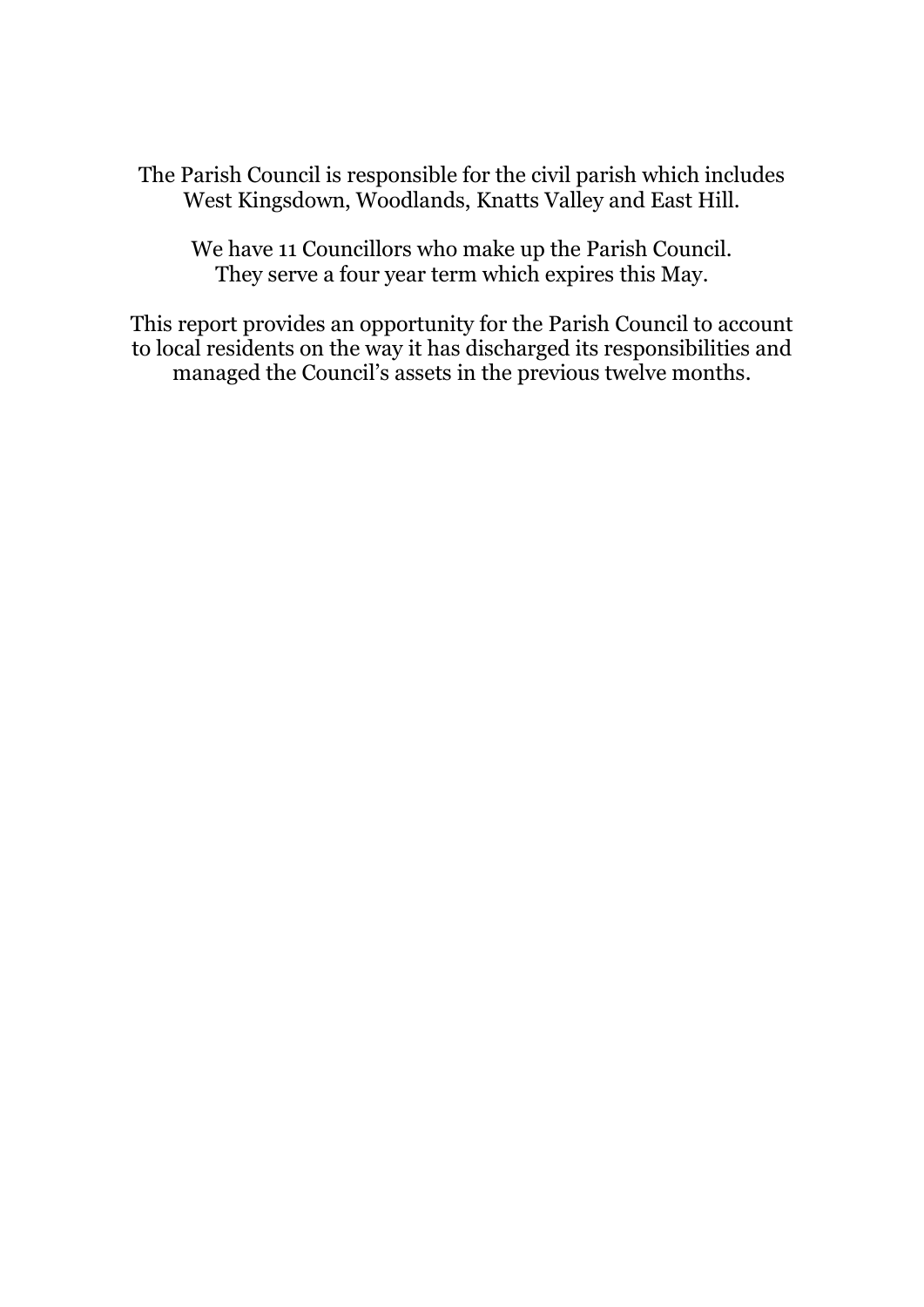The Parish Council is responsible for the civil parish which includes West Kingsdown, Woodlands, Knatts Valley and East Hill.

We have 11 Councillors who make up the Parish Council. They serve a four year term which expires this May.

This report provides an opportunity for the Parish Council to account to local residents on the way it has discharged its responsibilities and managed the Council's assets in the previous twelve months.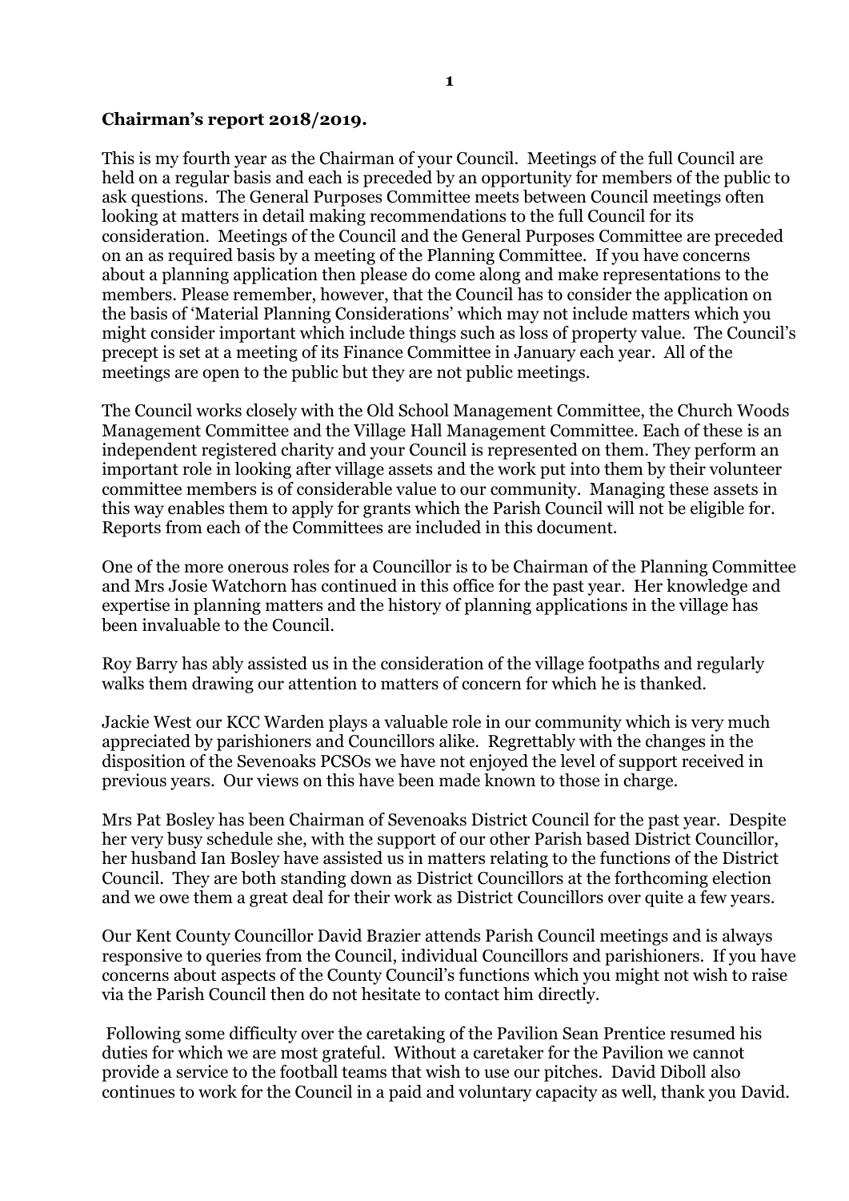**Chairman's report 2018/2019.**

This is my fourth year as the Chairman of your Council. Meetings of the full Council are held on a regular basis and each is preceded by an opportunity for members of the public to ask questions. The General Purposes Committee meets between Council meetings often looking at matters in detail making recommendations to the full Council for its consideration. Meetings of the Council and the General Purposes Committee are preceded on an as required basis by a meeting of the Planning Committee. If you have concerns about a planning application then please do come along and make representations to the members. Please remember, however, that the Council has to consider the application on the basis of 'Material Planning Considerations' which may not include matters which you might consider important which include things such as loss of property value. The Council's precept is set at a meeting of its Finance Committee in January each year. All of the meetings are open to the public but they are not public meetings.

The Council works closely with the Old School Management Committee, the Church Woods Management Committee and the Village Hall Management Committee. Each of these is an independent registered charity and your Council is represented on them. They perform an important role in looking after village assets and the work put into them by their volunteer committee members is of considerable value to our community. Managing these assets in this way enables them to apply for grants which the Parish Council will not be eligible for. Reports from each of the Committees are included in this document.

One of the more onerous roles for a Councillor is to be Chairman of the Planning Committee and Mrs Josie Watchorn has continued in this office for the past year. Her knowledge and expertise in planning matters and the history of planning applications in the village has been invaluable to the Council.

Roy Barry has ably assisted us in the consideration of the village footpaths and regularly walks them drawing our attention to matters of concern for which he is thanked.

Jackie West our KCC Warden plays a valuable role in our community which is very much appreciated by parishioners and Councillors alike. Regrettably with the changes in the disposition of the Sevenoaks PCSOs we have not enjoyed the level of support received in previous years. Our views on this have been made known to those in charge.

Mrs Pat Bosley has been Chairman of Sevenoaks District Council for the past year. Despite her very busy schedule she, with the support of our other Parish based District Councillor, her husband Ian Bosley have assisted us in matters relating to the functions of the District Council. They are both standing down as District Councillors at the forthcoming election and we owe them a great deal for their work as District Councillors over quite a few years.

Our Kent County Councillor David Brazier attends Parish Council meetings and is always responsive to queries from the Council, individual Councillors and parishioners. If you have concerns about aspects of the County Council's functions which you might not wish to raise via the Parish Council then do not hesitate to contact him directly.

Following some difficulty over the caretaking of the Pavilion Sean Prentice resumed his duties for which we are most grateful. Without a caretaker for the Pavilion we cannot provide a service to the football teams that wish to use our pitches. David Diboll also continues to work for the Council in a paid and voluntary capacity as well, thank you David.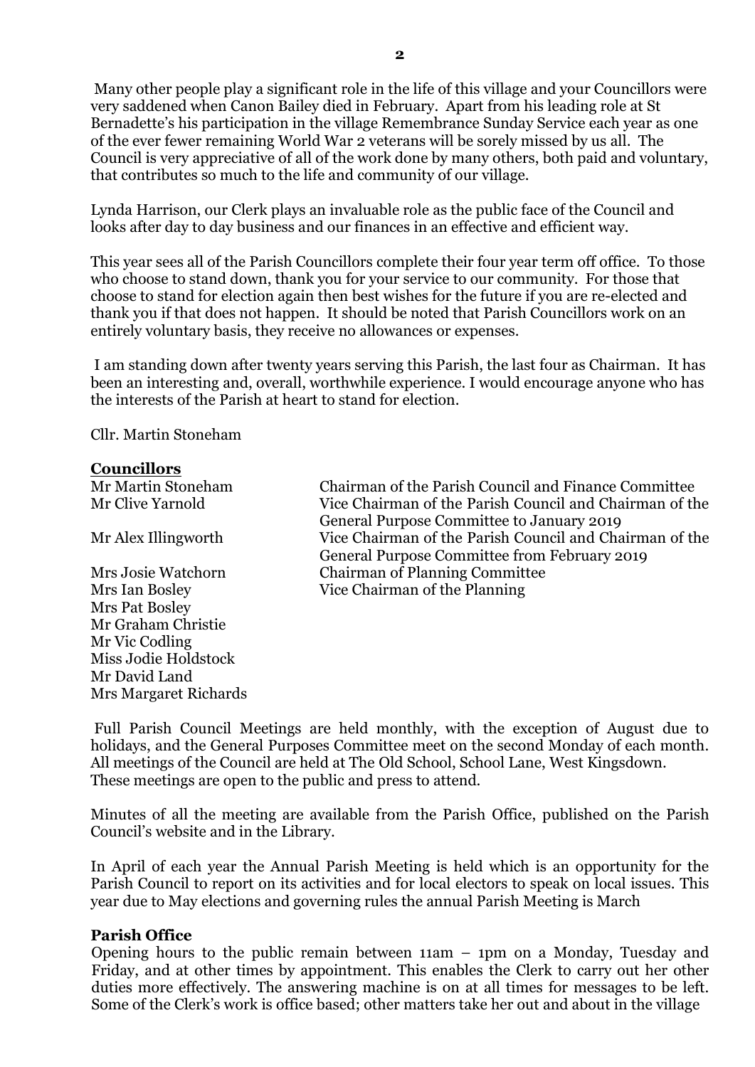Many other people play a significant role in the life of this village and your Councillors were very saddened when Canon Bailey died in February. Apart from his leading role at St Bernadette's his participation in the village Remembrance Sunday Service each year as one of the ever fewer remaining World War 2 veterans will be sorely missed by us all. The Council is very appreciative of all of the work done by many others, both paid and voluntary, that contributes so much to the life and community of our village.

Lynda Harrison, our Clerk plays an invaluable role as the public face of the Council and looks after day to day business and our finances in an effective and efficient way.

This year sees all of the Parish Councillors complete their four year term off office. To those who choose to stand down, thank you for your service to our community. For those that choose to stand for election again then best wishes for the future if you are re-elected and thank you if that does not happen. It should be noted that Parish Councillors work on an entirely voluntary basis, they receive no allowances or expenses.

I am standing down after twenty years serving this Parish, the last four as Chairman. It has been an interesting and, overall, worthwhile experience. I would encourage anyone who has the interests of the Parish at heart to stand for election.

Cllr. Martin Stoneham

## Councillors

| | |
|---|---|
| Mr Martin Stoneham | Chairman of the Parish Council and Finance Committee |
| Mr Clive Yarnold | Vice Chairman of the Parish Council and Chairman of the General Purpose Committee to January 2019 |
| Mr Alex Illingworth | Vice Chairman of the Parish Council and Chairman of the General Purpose Committee from February 2019 |
| Mrs Josie Watchorn | Chairman of Planning Committee |
| Mrs Ian Bosley | Vice Chairman of the Planning |
| Mrs Pat Bosley | |
| Mr Graham Christie | |
| Mr Vic Codling | |
| Miss Jodie Holdstock | |
| Mr David Land | |
| Mrs Margaret Richards | |

Full Parish Council Meetings are held monthly, with the exception of August due to holidays, and the General Purposes Committee meet on the second Monday of each month. All meetings of the Council are held at The Old School, School Lane, West Kingsdown. These meetings are open to the public and press to attend.

Minutes of all the meeting are available from the Parish Office, published on the Parish Council's website and in the Library.

In April of each year the Annual Parish Meeting is held which is an opportunity for the Parish Council to report on its activities and for local electors to speak on local issues. This year due to May elections and governing rules the annual Parish Meeting is March

## Parish Office

Opening hours to the public remain between 11am – 1pm on a Monday, Tuesday and Friday, and at other times by appointment. This enables the Clerk to carry out her other duties more effectively. The answering machine is on at all times for messages to be left. Some of the Clerk's work is office based; other matters take her out and about in the village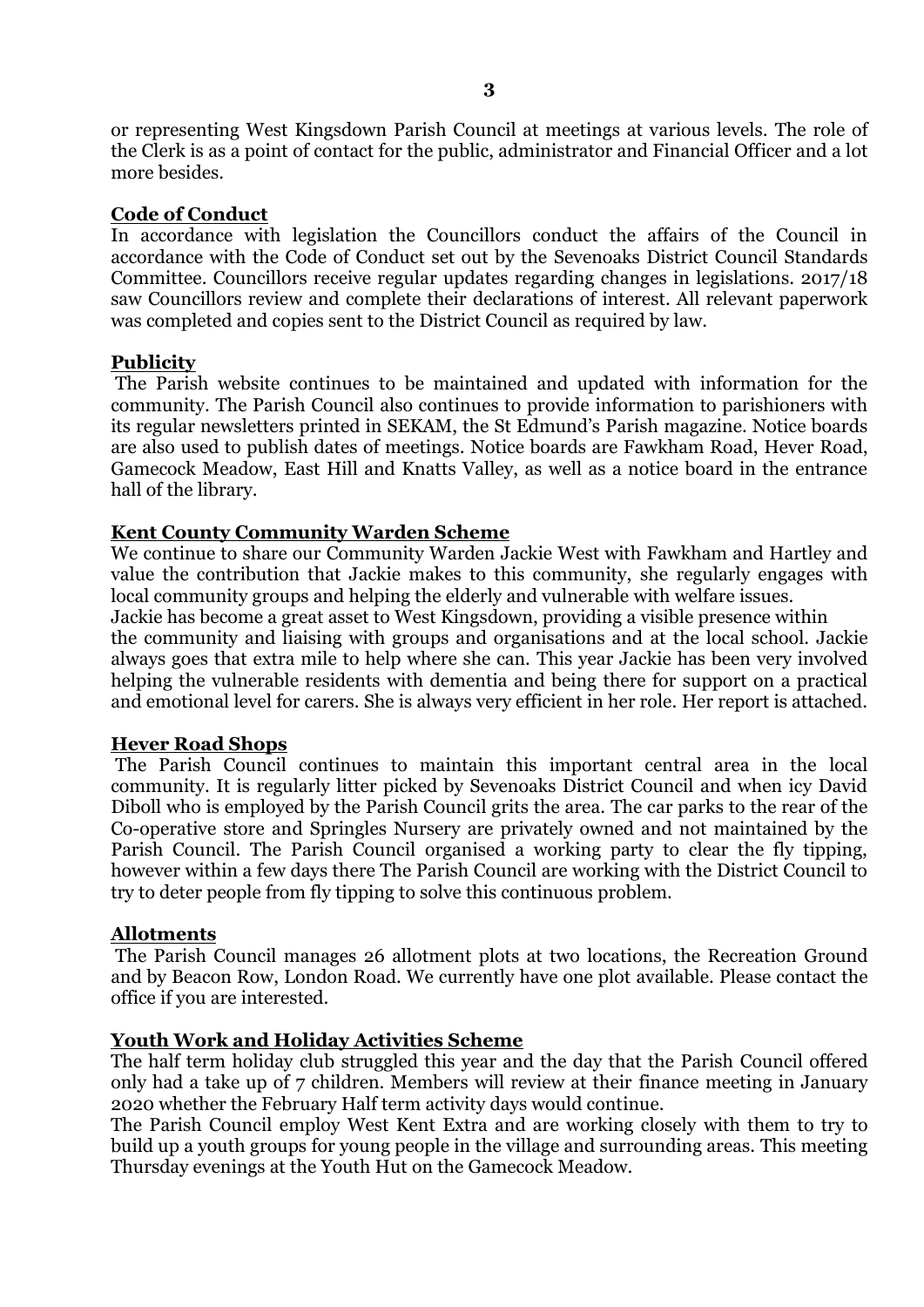or representing West Kingsdown Parish Council at meetings at various levels. The role of the Clerk is as a point of contact for the public, administrator and Financial Officer and a lot more besides.

## Code of Conduct

In accordance with legislation the Councillors conduct the affairs of the Council in accordance with the Code of Conduct set out by the Sevenoaks District Council Standards Committee. Councillors receive regular updates regarding changes in legislations. 2017/18 saw Councillors review and complete their declarations of interest. All relevant paperwork was completed and copies sent to the District Council as required by law.

## Publicity

The Parish website continues to be maintained and updated with information for the community. The Parish Council also continues to provide information to parishioners with its regular newsletters printed in SEKAM, the St Edmund's Parish magazine. Notice boards are also used to publish dates of meetings. Notice boards are Fawkham Road, Hever Road, Gamecock Meadow, East Hill and Knatts Valley, as well as a notice board in the entrance hall of the library.

## Kent County Community Warden Scheme

We continue to share our Community Warden Jackie West with Fawkham and Hartley and value the contribution that Jackie makes to this community, she regularly engages with local community groups and helping the elderly and vulnerable with welfare issues.
Jackie has become a great asset to West Kingsdown, providing a visible presence within the community and liaising with groups and organisations and at the local school. Jackie always goes that extra mile to help where she can. This year Jackie has been very involved helping the vulnerable residents with dementia and being there for support on a practical and emotional level for carers. She is always very efficient in her role. Her report is attached.

## Hever Road Shops

The Parish Council continues to maintain this important central area in the local community. It is regularly litter picked by Sevenoaks District Council and when icy David Diboll who is employed by the Parish Council grits the area. The car parks to the rear of the Co-operative store and Springles Nursery are privately owned and not maintained by the Parish Council. The Parish Council organised a working party to clear the fly tipping, however within a few days there The Parish Council are working with the District Council to try to deter people from fly tipping to solve this continuous problem.

## Allotments

The Parish Council manages 26 allotment plots at two locations, the Recreation Ground and by Beacon Row, London Road. We currently have one plot available. Please contact the office if you are interested.

## Youth Work and Holiday Activities Scheme

The half term holiday club struggled this year and the day that the Parish Council offered only had a take up of 7 children. Members will review at their finance meeting in January 2020 whether the February Half term activity days would continue.
The Parish Council employ West Kent Extra and are working closely with them to try to build up a youth groups for young people in the village and surrounding areas. This meeting Thursday evenings at the Youth Hut on the Gamecock Meadow.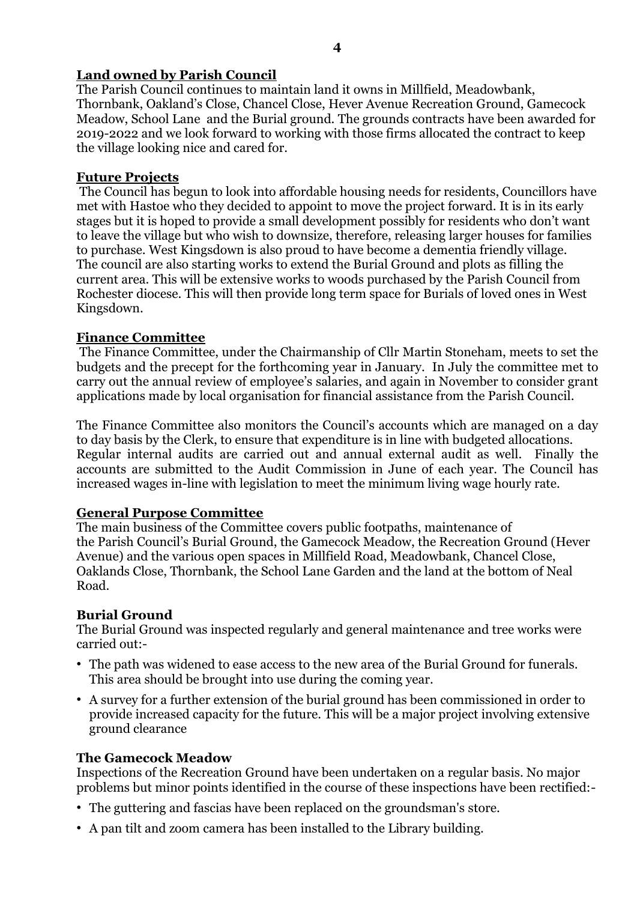## Land owned by Parish Council

The Parish Council continues to maintain land it owns in Millfield, Meadowbank, Thornbank, Oakland's Close, Chancel Close, Hever Avenue Recreation Ground, Gamecock Meadow, School Lane and the Burial ground. The grounds contracts have been awarded for 2019-2022 and we look forward to working with those firms allocated the contract to keep the village looking nice and cared for.

## Future Projects

The Council has begun to look into affordable housing needs for residents, Councillors have met with Hastoe who they decided to appoint to move the project forward. It is in its early stages but it is hoped to provide a small development possibly for residents who don't want to leave the village but who wish to downsize, therefore, releasing larger houses for families to purchase. West Kingsdown is also proud to have become a dementia friendly village. The council are also starting works to extend the Burial Ground and plots as filling the current area. This will be extensive works to woods purchased by the Parish Council from Rochester diocese. This will then provide long term space for Burials of loved ones in West Kingsdown.

## Finance Committee

The Finance Committee, under the Chairmanship of Cllr Martin Stoneham, meets to set the budgets and the precept for the forthcoming year in January. In July the committee met to carry out the annual review of employee's salaries, and again in November to consider grant applications made by local organisation for financial assistance from the Parish Council.

The Finance Committee also monitors the Council's accounts which are managed on a day to day basis by the Clerk, to ensure that expenditure is in line with budgeted allocations. Regular internal audits are carried out and annual external audit as well. Finally the accounts are submitted to the Audit Commission in June of each year. The Council has increased wages in-line with legislation to meet the minimum living wage hourly rate.

## General Purpose Committee

The main business of the Committee covers public footpaths, maintenance of the Parish Council's Burial Ground, the Gamecock Meadow, the Recreation Ground (Hever Avenue) and the various open spaces in Millfield Road, Meadowbank, Chancel Close, Oaklands Close, Thornbank, the School Lane Garden and the land at the bottom of Neal Road.

### Burial Ground

The Burial Ground was inspected regularly and general maintenance and tree works were carried out:-

- The path was widened to ease access to the new area of the Burial Ground for funerals. This area should be brought into use during the coming year.
- A survey for a further extension of the burial ground has been commissioned in order to provide increased capacity for the future. This will be a major project involving extensive ground clearance

### The Gamecock Meadow

Inspections of the Recreation Ground have been undertaken on a regular basis. No major problems but minor points identified in the course of these inspections have been rectified:-

- The guttering and fascias have been replaced on the groundsman's store.
- A pan tilt and zoom camera has been installed to the Library building.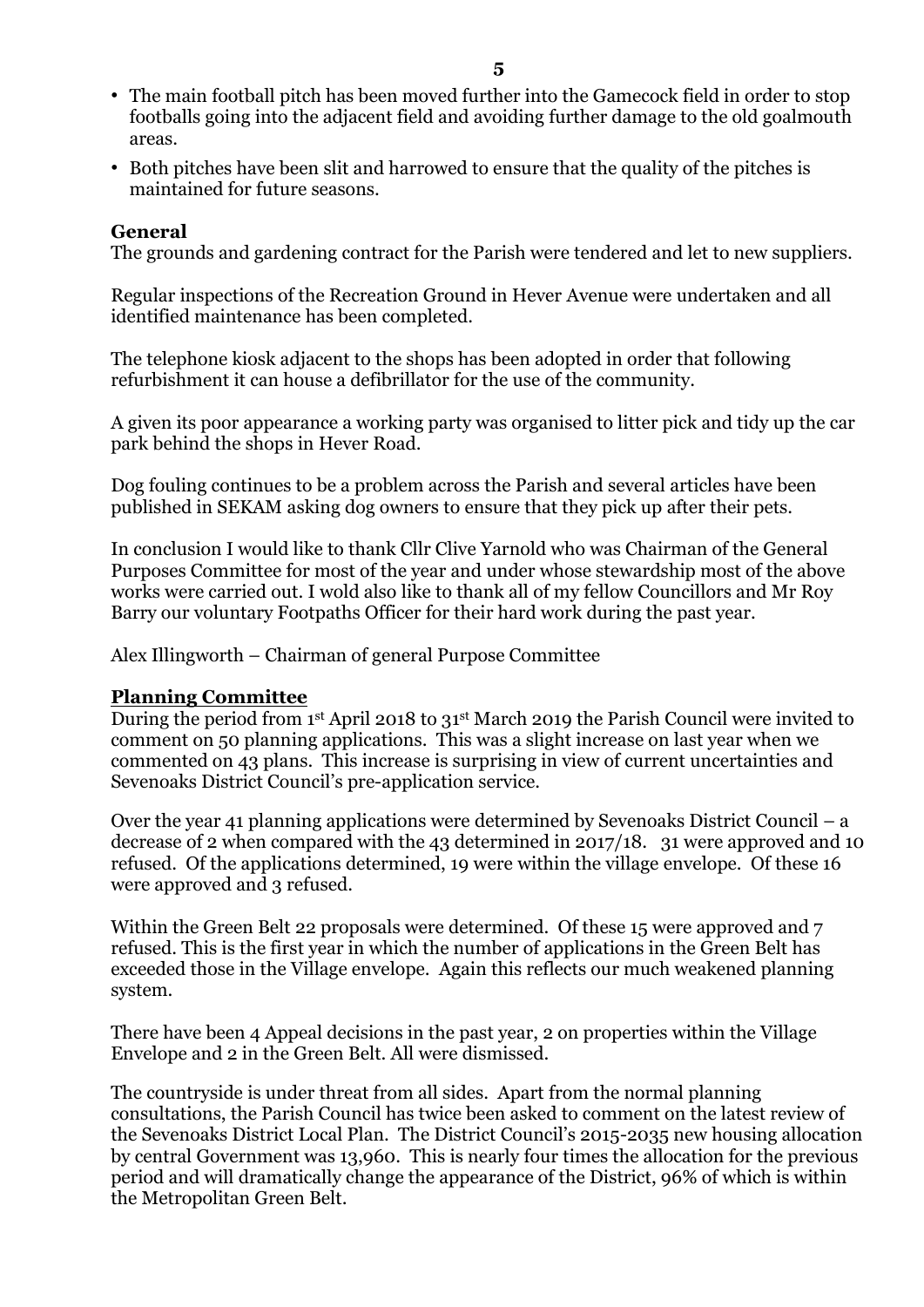- The main football pitch has been moved further into the Gamecock field in order to stop footballs going into the adjacent field and avoiding further damage to the old goalmouth areas.
- Both pitches have been slit and harrowed to ensure that the quality of the pitches is maintained for future seasons.

**General**

The grounds and gardening contract for the Parish were tendered and let to new suppliers.

Regular inspections of the Recreation Ground in Hever Avenue were undertaken and all identified maintenance has been completed.

The telephone kiosk adjacent to the shops has been adopted in order that following refurbishment it can house a defibrillator for the use of the community.

A given its poor appearance a working party was organised to litter pick and tidy up the car park behind the shops in Hever Road.

Dog fouling continues to be a problem across the Parish and several articles have been published in SEKAM asking dog owners to ensure that they pick up after their pets.

In conclusion I would like to thank Cllr Clive Yarnold who was Chairman of the General Purposes Committee for most of the year and under whose stewardship most of the above works were carried out. I wold also like to thank all of my fellow Councillors and Mr Roy Barry our voluntary Footpaths Officer for their hard work during the past year.

Alex Illingworth – Chairman of general Purpose Committee

**Planning Committee**

During the period from 1st April 2018 to 31st March 2019 the Parish Council were invited to comment on 50 planning applications. This was a slight increase on last year when we commented on 43 plans. This increase is surprising in view of current uncertainties and Sevenoaks District Council's pre-application service.

Over the year 41 planning applications were determined by Sevenoaks District Council – a decrease of 2 when compared with the 43 determined in 2017/18. 31 were approved and 10 refused. Of the applications determined, 19 were within the village envelope. Of these 16 were approved and 3 refused.

Within the Green Belt 22 proposals were determined. Of these 15 were approved and 7 refused. This is the first year in which the number of applications in the Green Belt has exceeded those in the Village envelope. Again this reflects our much weakened planning system.

There have been 4 Appeal decisions in the past year, 2 on properties within the Village Envelope and 2 in the Green Belt. All were dismissed.

The countryside is under threat from all sides. Apart from the normal planning consultations, the Parish Council has twice been asked to comment on the latest review of the Sevenoaks District Local Plan. The District Council's 2015-2035 new housing allocation by central Government was 13,960. This is nearly four times the allocation for the previous period and will dramatically change the appearance of the District, 96% of which is within the Metropolitan Green Belt.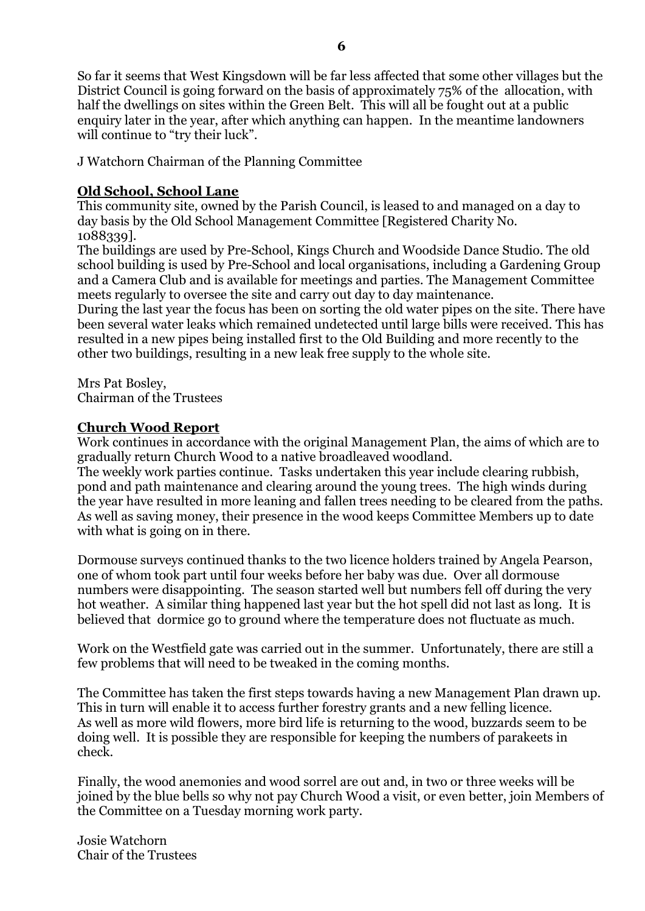So far it seems that West Kingsdown will be far less affected that some other villages but the District Council is going forward on the basis of approximately 75% of the allocation, with half the dwellings on sites within the Green Belt. This will all be fought out at a public enquiry later in the year, after which anything can happen. In the meantime landowners will continue to "try their luck".

J Watchorn Chairman of the Planning Committee

**Old School, School Lane**

This community site, owned by the Parish Council, is leased to and managed on a day to day basis by the Old School Management Committee [Registered Charity No. 1088339].

The buildings are used by Pre-School, Kings Church and Woodside Dance Studio. The old school building is used by Pre-School and local organisations, including a Gardening Group and a Camera Club and is available for meetings and parties. The Management Committee meets regularly to oversee the site and carry out day to day maintenance.

During the last year the focus has been on sorting the old water pipes on the site. There have been several water leaks which remained undetected until large bills were received. This has resulted in a new pipes being installed first to the Old Building and more recently to the other two buildings, resulting in a new leak free supply to the whole site.

Mrs Pat Bosley,
Chairman of the Trustees

**Church Wood Report**

Work continues in accordance with the original Management Plan, the aims of which are to gradually return Church Wood to a native broadleaved woodland.

The weekly work parties continue. Tasks undertaken this year include clearing rubbish, pond and path maintenance and clearing around the young trees. The high winds during the year have resulted in more leaning and fallen trees needing to be cleared from the paths. As well as saving money, their presence in the wood keeps Committee Members up to date with what is going on in there.

Dormouse surveys continued thanks to the two licence holders trained by Angela Pearson, one of whom took part until four weeks before her baby was due. Over all dormouse numbers were disappointing. The season started well but numbers fell off during the very hot weather. A similar thing happened last year but the hot spell did not last as long. It is believed that dormice go to ground where the temperature does not fluctuate as much.

Work on the Westfield gate was carried out in the summer. Unfortunately, there are still a few problems that will need to be tweaked in the coming months.

The Committee has taken the first steps towards having a new Management Plan drawn up. This in turn will enable it to access further forestry grants and a new felling licence.
As well as more wild flowers, more bird life is returning to the wood, buzzards seem to be doing well. It is possible they are responsible for keeping the numbers of parakeets in check.

Finally, the wood anemonies and wood sorrel are out and, in two or three weeks will be joined by the blue bells so why not pay Church Wood a visit, or even better, join Members of the Committee on a Tuesday morning work party.

Josie Watchorn
Chair of the Trustees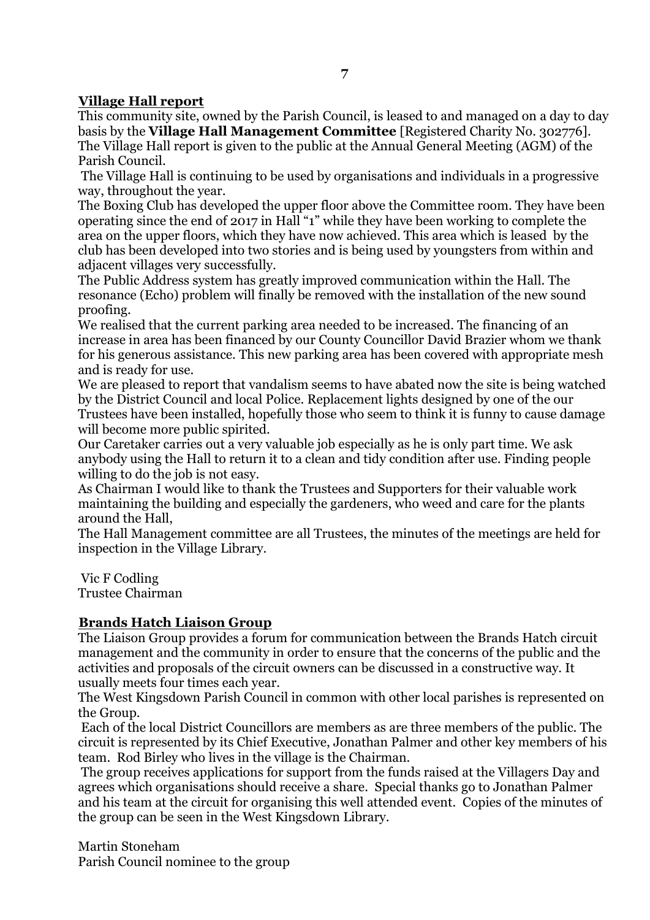## Village Hall report

This community site, owned by the Parish Council, is leased to and managed on a day to day basis by the **Village Hall Management Committee** [Registered Charity No. 302776]. The Village Hall report is given to the public at the Annual General Meeting (AGM) of the Parish Council.

The Village Hall is continuing to be used by organisations and individuals in a progressive way, throughout the year.

The Boxing Club has developed the upper floor above the Committee room. They have been operating since the end of 2017 in Hall "1" while they have been working to complete the area on the upper floors, which they have now achieved. This area which is leased by the club has been developed into two stories and is being used by youngsters from within and adjacent villages very successfully.

The Public Address system has greatly improved communication within the Hall. The resonance (Echo) problem will finally be removed with the installation of the new sound proofing.

We realised that the current parking area needed to be increased. The financing of an increase in area has been financed by our County Councillor David Brazier whom we thank for his generous assistance. This new parking area has been covered with appropriate mesh and is ready for use.

We are pleased to report that vandalism seems to have abated now the site is being watched by the District Council and local Police. Replacement lights designed by one of the our Trustees have been installed, hopefully those who seem to think it is funny to cause damage will become more public spirited.

Our Caretaker carries out a very valuable job especially as he is only part time. We ask anybody using the Hall to return it to a clean and tidy condition after use. Finding people willing to do the job is not easy.

As Chairman I would like to thank the Trustees and Supporters for their valuable work maintaining the building and especially the gardeners, who weed and care for the plants around the Hall,

The Hall Management committee are all Trustees, the minutes of the meetings are held for inspection in the Village Library.

Vic F Codling
Trustee Chairman

## Brands Hatch Liaison Group

The Liaison Group provides a forum for communication between the Brands Hatch circuit management and the community in order to ensure that the concerns of the public and the activities and proposals of the circuit owners can be discussed in a constructive way. It usually meets four times each year.

The West Kingsdown Parish Council in common with other local parishes is represented on the Group.

Each of the local District Councillors are members as are three members of the public. The circuit is represented by its Chief Executive, Jonathan Palmer and other key members of his team. Rod Birley who lives in the village is the Chairman.

The group receives applications for support from the funds raised at the Villagers Day and agrees which organisations should receive a share. Special thanks go to Jonathan Palmer and his team at the circuit for organising this well attended event. Copies of the minutes of the group can be seen in the West Kingsdown Library.

Martin Stoneham
Parish Council nominee to the group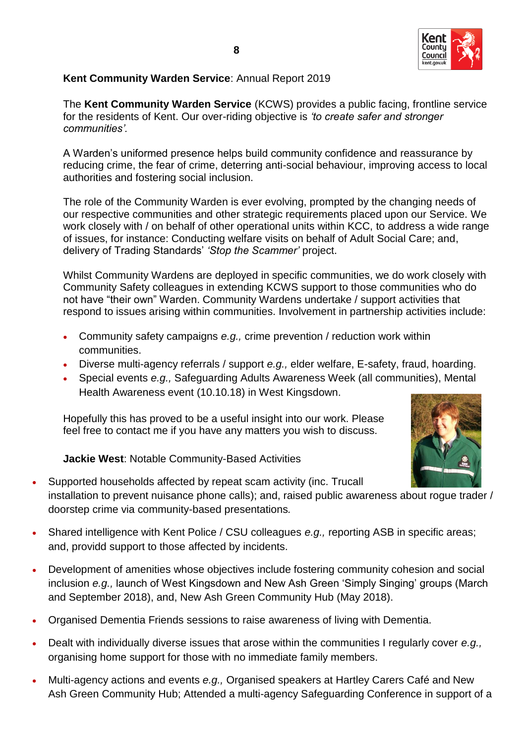**Kent Community Warden Service**: Annual Report 2019

The **Kent Community Warden Service** (KCWS) provides a public facing, frontline service for the residents of Kent. Our over-riding objective is *'to create safer and stronger communities'.*

A Warden's uniformed presence helps build community confidence and reassurance by reducing crime, the fear of crime, deterring anti-social behaviour, improving access to local authorities and fostering social inclusion.

The role of the Community Warden is ever evolving, prompted by the changing needs of our respective communities and other strategic requirements placed upon our Service. We work closely with / on behalf of other operational units within KCC, to address a wide range of issues, for instance: Conducting welfare visits on behalf of Adult Social Care; and, delivery of Trading Standards' *'Stop the Scammer'* project.

Whilst Community Wardens are deployed in specific communities, we do work closely with Community Safety colleagues in extending KCWS support to those communities who do not have "their own" Warden. Community Wardens undertake / support activities that respond to issues arising within communities. Involvement in partnership activities include:

- Community safety campaigns *e.g.,* crime prevention / reduction work within communities.
- Diverse multi-agency referrals / support *e.g.,* elder welfare, E-safety, fraud, hoarding.
- Special events *e.g.,* Safeguarding Adults Awareness Week (all communities), Mental Health Awareness event (10.10.18) in West Kingsdown.

Hopefully this has proved to be a useful insight into our work. Please feel free to contact me if you have any matters you wish to discuss.

**Jackie West**: Notable Community-Based Activities

- Supported households affected by repeat scam activity (inc. Trucall installation to prevent nuisance phone calls); and, raised public awareness about rogue trader / doorstep crime via community-based presentations.

- Shared intelligence with Kent Police / CSU colleagues *e.g.,* reporting ASB in specific areas; and, providd support to those affected by incidents.

- Development of amenities whose objectives include fostering community cohesion and social inclusion *e.g.,* launch of West Kingsdown and New Ash Green 'Simply Singing' groups (March and September 2018), and, New Ash Green Community Hub (May 2018).

- Organised Dementia Friends sessions to raise awareness of living with Dementia.

- Dealt with individually diverse issues that arose within the communities I regularly cover *e.g.,* organising home support for those with no immediate family members.

- Multi-agency actions and events *e.g.,* Organised speakers at Hartley Carers Café and New Ash Green Community Hub; Attended a multi-agency Safeguarding Conference in support of a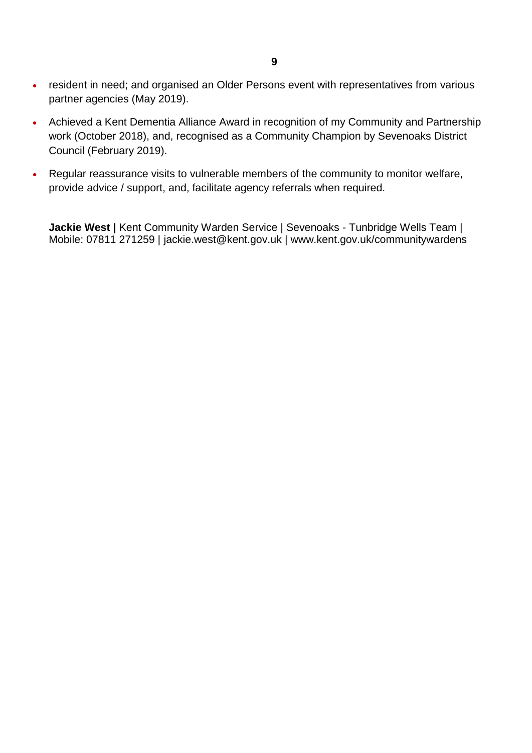- resident in need; and organised an Older Persons event with representatives from various partner agencies (May 2019).
- Achieved a Kent Dementia Alliance Award in recognition of my Community and Partnership work (October 2018), and, recognised as a Community Champion by Sevenoaks District Council (February 2019).
- Regular reassurance visits to vulnerable members of the community to monitor welfare, provide advice / support, and, facilitate agency referrals when required.

**Jackie West |** Kent Community Warden Service | Sevenoaks - Tunbridge Wells Team | Mobile: 07811 271259 | jackie.west@kent.gov.uk | www.kent.gov.uk/communitywardens